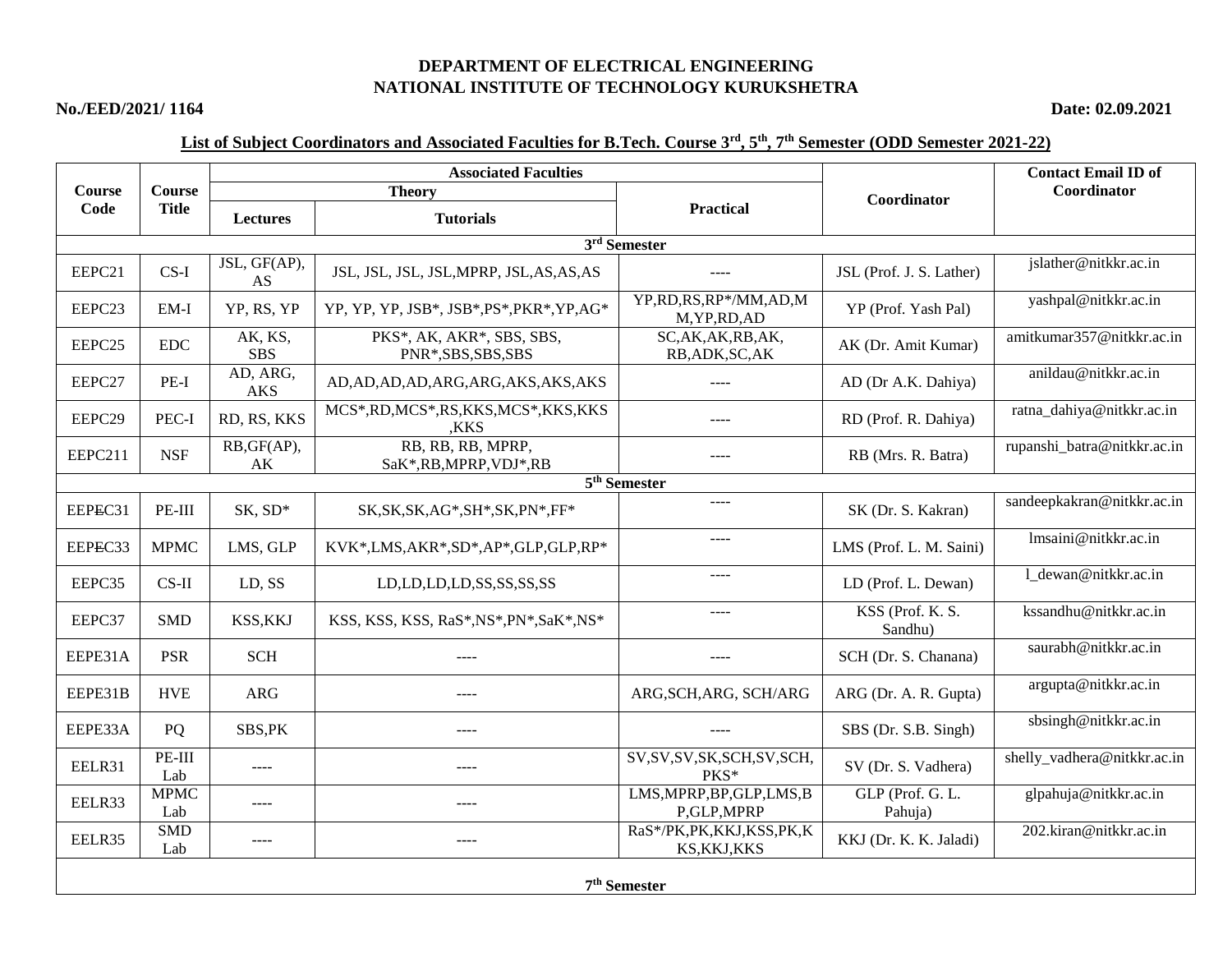**DEPARTMENT OF ELECTRICAL ENGINEERING**
**NATIONAL INSTITUTE OF TECHNOLOGY KURUKSHETRA**

**No./EED/2021/ 1164** **Date: 02.09.2021**

**List of Subject Coordinators and Associated Faculties for B.Tech. Course 3rd, 5th, 7th Semester (ODD Semester 2021-22)**

| Course Code | Course Title | Associated Faculties | | | Coordinator | Contact Email ID of Coordinator |
|---|---|---|---|---|---|---|
| | | Theory | | Practical | | |
| | | Lectures | Tutorials | | | |
| **3rd Semester** | | | | | | |
| EEPC21 | CS-I | JSL, GF(AP), AS | JSL, JSL, JSL, JSL,MPRP, JSL,AS,AS,AS | ---- | JSL (Prof. J. S. Lather) | jslather@nitkkr.ac.in |
| EEPC23 | EM-I | YP, RS, YP | YP, YP, YP, JSB*, JSB*,PS*,PKR*,YP,AG* | YP,RD,RS,RP*/MM,AD,MM,YP,RD,AD | YP (Prof. Yash Pal) | yashpal@nitkkr.ac.in |
| EEPC25 | EDC | AK, KS, SBS | PKS*, AK, AKR*, SBS, SBS, PNR*,SBS,SBS,SBS | SC,AK,AK,RB,AK, RB,ADK,SC,AK | AK (Dr. Amit Kumar) | amitkumar357@nitkkr.ac.in |
| EEPC27 | PE-I | AD, ARG, AKS | AD,AD,AD,AD,ARG,ARG,AKS,AKS,AKS | ---- | AD (Dr A.K. Dahiya) | anildau@nitkkr.ac.in |
| EEPC29 | PEC-I | RD, RS, KKS | MCS*,RD,MCS*,RS,KKS,MCS*,KKS,KKS,KKS | ---- | RD (Prof. R. Dahiya) | ratna_dahiya@nitkkr.ac.in |
| EEPC211 | NSF | RB,GF(AP), AK | RB, RB, RB, MPRP, SaK*,RB,MPRP,VDJ*,RB | ---- | RB (Mrs. R. Batra) | rupanshi_batra@nitkkr.ac.in |
| **5th Semester** | | | | | | |
| EEP~~E~~C31 | PE-III | SK, SD* | SK,SK,SK,AG*,SH*,SK,PN*,FF* | ---- | SK (Dr. S. Kakran) | sandeepkakran@nitkkr.ac.in |
| EEP~~E~~C33 | MPMC | LMS, GLP | KVK*,LMS,AKR*,SD*,AP*,GLP,GLP,RP* | ---- | LMS (Prof. L. M. Saini) | lmsaini@nitkkr.ac.in |
| EEPC35 | CS-II | LD, SS | LD,LD,LD,LD,SS,SS,SS,SS | ---- | LD (Prof. L. Dewan) | l_dewan@nitkkr.ac.in |
| EEPC37 | SMD | KSS,KKJ | KSS, KSS, KSS, RaS*,NS*,PN*,SaK*,NS* | ---- | KSS (Prof. K. S. Sandhu) | kssandhu@nitkkr.ac.in |
| EEPE31A | PSR | SCH | ---- | ---- | SCH (Dr. S. Chanana) | saurabh@nitkkr.ac.in |
| EEPE31B | HVE | ARG | ---- | ARG,SCH,ARG, SCH/ARG | ARG (Dr. A. R. Gupta) | argupta@nitkkr.ac.in |
| EEPE33A | PQ | SBS,PK | ---- | ---- | SBS (Dr. S.B. Singh) | sbsingh@nitkkr.ac.in |
| EELR31 | PE-III Lab | ---- | ---- | SV,SV,SV,SK,SCH,SV,SCH, PKS* | SV (Dr. S. Vadhera) | shelly_vadhera@nitkkr.ac.in |
| EELR33 | MPMC Lab | ---- | ---- | LMS,MPRP,BP,GLP,LMS,BP,GLP,MPRP | GLP (Prof. G. L. Pahuja) | glpahuja@nitkkr.ac.in |
| EELR35 | SMD Lab | ---- | ---- | RaS*/PK,PK,KKJ,KSS,PK,KKS,KKJ,KKS | KKJ (Dr. K. K. Jaladi) | 202.kiran@nitkkr.ac.in |
| **7th Semester** | | | | | | |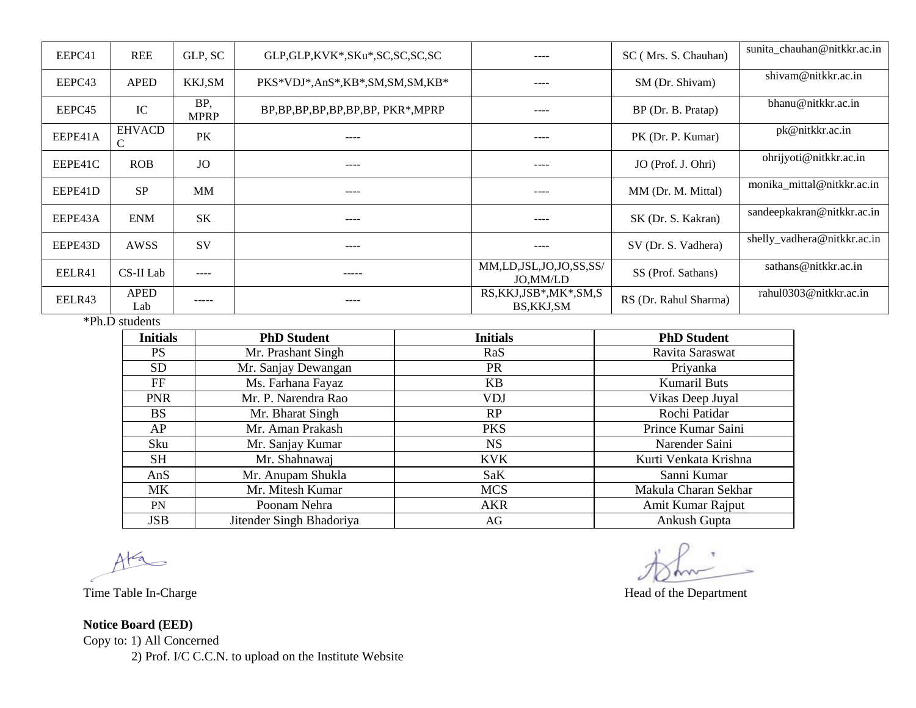| | | | | | | |
|---|---|---|---|---|---|---|
| EEPC41 | REE | GLP, SC | GLP,GLP,KVK*,SKu*,SC,SC,SC,SC | ---- | SC ( Mrs. S. Chauhan) | sunita_chauhan@nitkkr.ac.in |
| EEPC43 | APED | KKJ,SM | PKS*VDJ*,AnS*,KB*,SM,SM,SM,KB* | ---- | SM (Dr. Shivam) | shivam@nitkkr.ac.in |
| EEPC45 | IC | BP, MPRP | BP,BP,BP,BP,BP,BP,BP, PKR*,MPRP | ---- | BP (Dr. B. Pratap) | bhanu@nitkkr.ac.in |
| EEPE41A | EHVACDC | PK | ---- | ---- | PK (Dr. P. Kumar) | pk@nitkkr.ac.in |
| EEPE41C | ROB | JO | ---- | ---- | JO (Prof. J. Ohri) | ohrijyoti@nitkkr.ac.in |
| EEPE41D | SP | MM | ---- | ---- | MM (Dr. M. Mittal) | monika_mittal@nitkkr.ac.in |
| EEPE43A | ENM | SK | ---- | ---- | SK (Dr. S. Kakran) | sandeepkakran@nitkkr.ac.in |
| EEPE43D | AWSS | SV | ---- | ---- | SV (Dr. S. Vadhera) | shelly_vadhera@nitkkr.ac.in |
| EELR41 | CS-II Lab | ---- | ----- | MM,LD,JSL,JO,JO,SS,SS/JO,MM/LD | SS (Prof. Sathans) | sathans@nitkkr.ac.in |
| EELR43 | APED Lab | ----- | ---- | RS,KKJ,JSB*,MK*,SM,SBS,KKJ,SM | RS (Dr. Rahul Sharma) | rahul0303@nitkkr.ac.in |

*Ph.D students

| Initials | PhD Student | Initials | PhD Student |
|---|---|---|---|
| PS | Mr. Prashant Singh | RaS | Ravita Saraswat |
| SD | Mr. Sanjay Dewangan | PR | Priyanka |
| FF | Ms. Farhana Fayaz | KB | Kumaril Buts |
| PNR | Mr. P. Narendra Rao | VDJ | Vikas Deep Juyal |
| BS | Mr. Bharat Singh | RP | Rochi Patidar |
| AP | Mr. Aman Prakash | PKS | Prince Kumar Saini |
| Sku | Mr. Sanjay Kumar | NS | Narender Saini |
| SH | Mr. Shahnawaj | KVK | Kurti Venkata Krishna |
| AnS | Mr. Anupam Shukla | SaK | Sanni Kumar |
| MK | Mr. Mitesh Kumar | MCS | Makula Charan Sekhar |
| PN | Poonam Nehra | AKR | Amit Kumar Rajput |
| JSB | Jitender Singh Bhadoriya | AG | Ankush Gupta |

Time Table In-Charge

Head of the Department

**Notice Board (EED)**

Copy to: 1) All Concerned

2) Prof. I/C C.C.N. to upload on the Institute Website